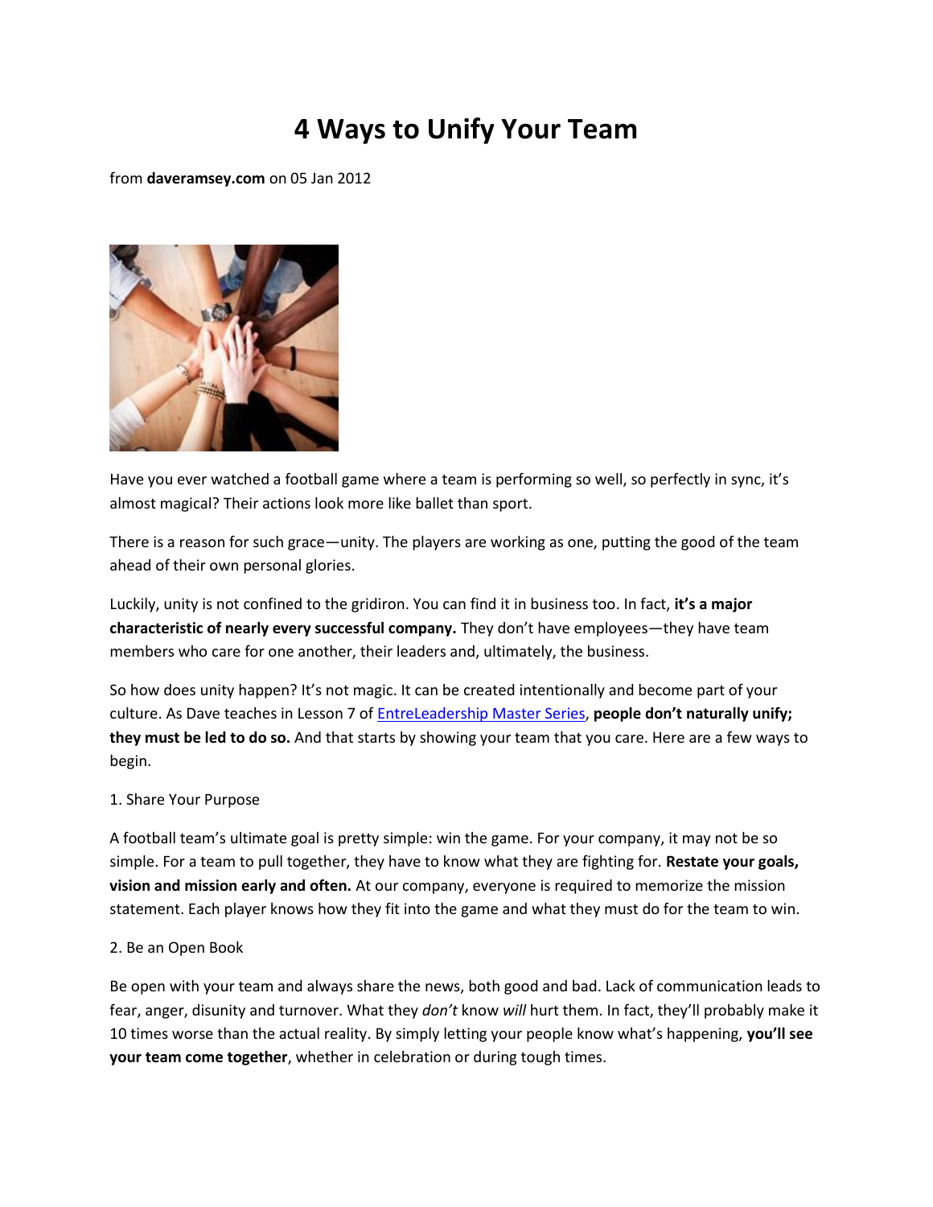# 4 Ways to Unify Your Team

from **daveramsey.com** on 05 Jan 2012

Have you ever watched a football game where a team is performing so well, so perfectly in sync, it's almost magical? Their actions look more like ballet than sport.

There is a reason for such grace—unity. The players are working as one, putting the good of the team ahead of their own personal glories.

Luckily, unity is not confined to the gridiron. You can find it in business too. In fact, **it's a major characteristic of nearly every successful company.** They don't have employees—they have team members who care for one another, their leaders and, ultimately, the business.

So how does unity happen? It's not magic. It can be created intentionally and become part of your culture. As Dave teaches in Lesson 7 of [EntreLeadership Master Series](), **people don't naturally unify; they must be led to do so.** And that starts by showing your team that you care. Here are a few ways to begin.

1. Share Your Purpose

A football team's ultimate goal is pretty simple: win the game. For your company, it may not be so simple. For a team to pull together, they have to know what they are fighting for. **Restate your goals, vision and mission early and often.** At our company, everyone is required to memorize the mission statement. Each player knows how they fit into the game and what they must do for the team to win.

2. Be an Open Book

Be open with your team and always share the news, both good and bad. Lack of communication leads to fear, anger, disunity and turnover. What they *don't* know *will* hurt them. In fact, they'll probably make it 10 times worse than the actual reality. By simply letting your people know what's happening, **you'll see your team come together**, whether in celebration or during tough times.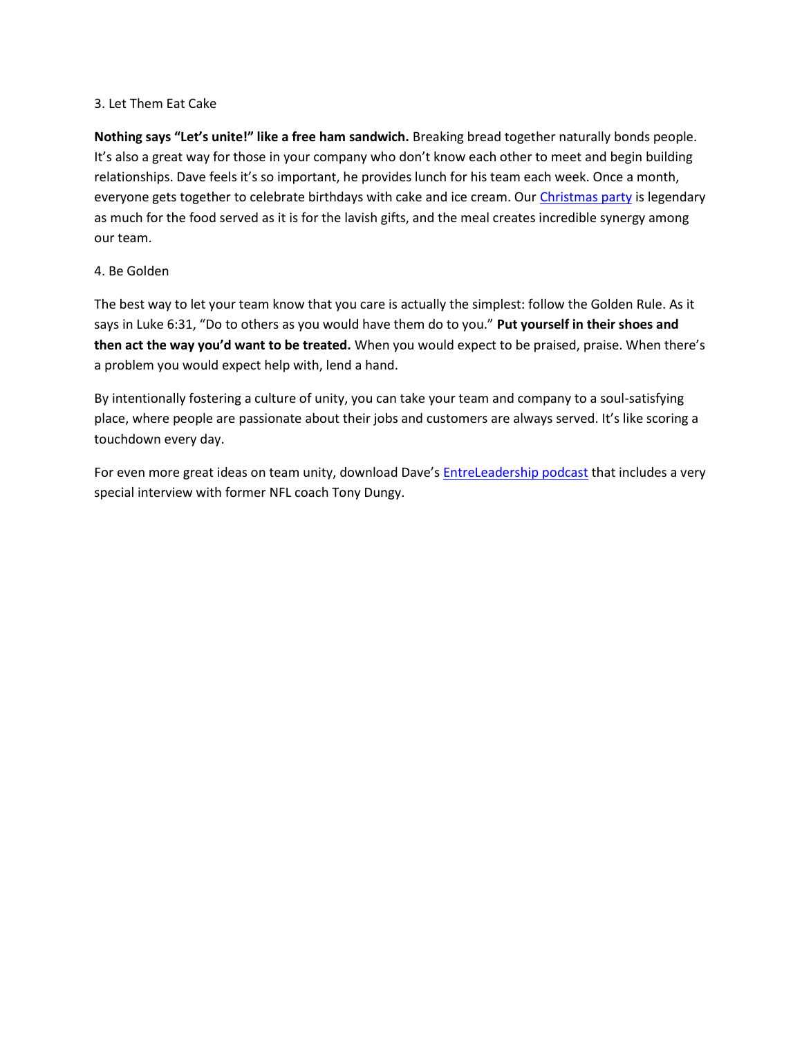3. Let Them Eat Cake

**Nothing says "Let's unite!" like a free ham sandwich.** Breaking bread together naturally bonds people. It's also a great way for those in your company who don't know each other to meet and begin building relationships. Dave feels it's so important, he provides lunch for his team each week. Once a month, everyone gets together to celebrate birthdays with cake and ice cream. Our Christmas party is legendary as much for the food served as it is for the lavish gifts, and the meal creates incredible synergy among our team.

4. Be Golden

The best way to let your team know that you care is actually the simplest: follow the Golden Rule. As it says in Luke 6:31, "Do to others as you would have them do to you." **Put yourself in their shoes and then act the way you'd want to be treated.** When you would expect to be praised, praise. When there's a problem you would expect help with, lend a hand.

By intentionally fostering a culture of unity, you can take your team and company to a soul-satisfying place, where people are passionate about their jobs and customers are always served. It's like scoring a touchdown every day.

For even more great ideas on team unity, download Dave's EntreLeadership podcast that includes a very special interview with former NFL coach Tony Dungy.